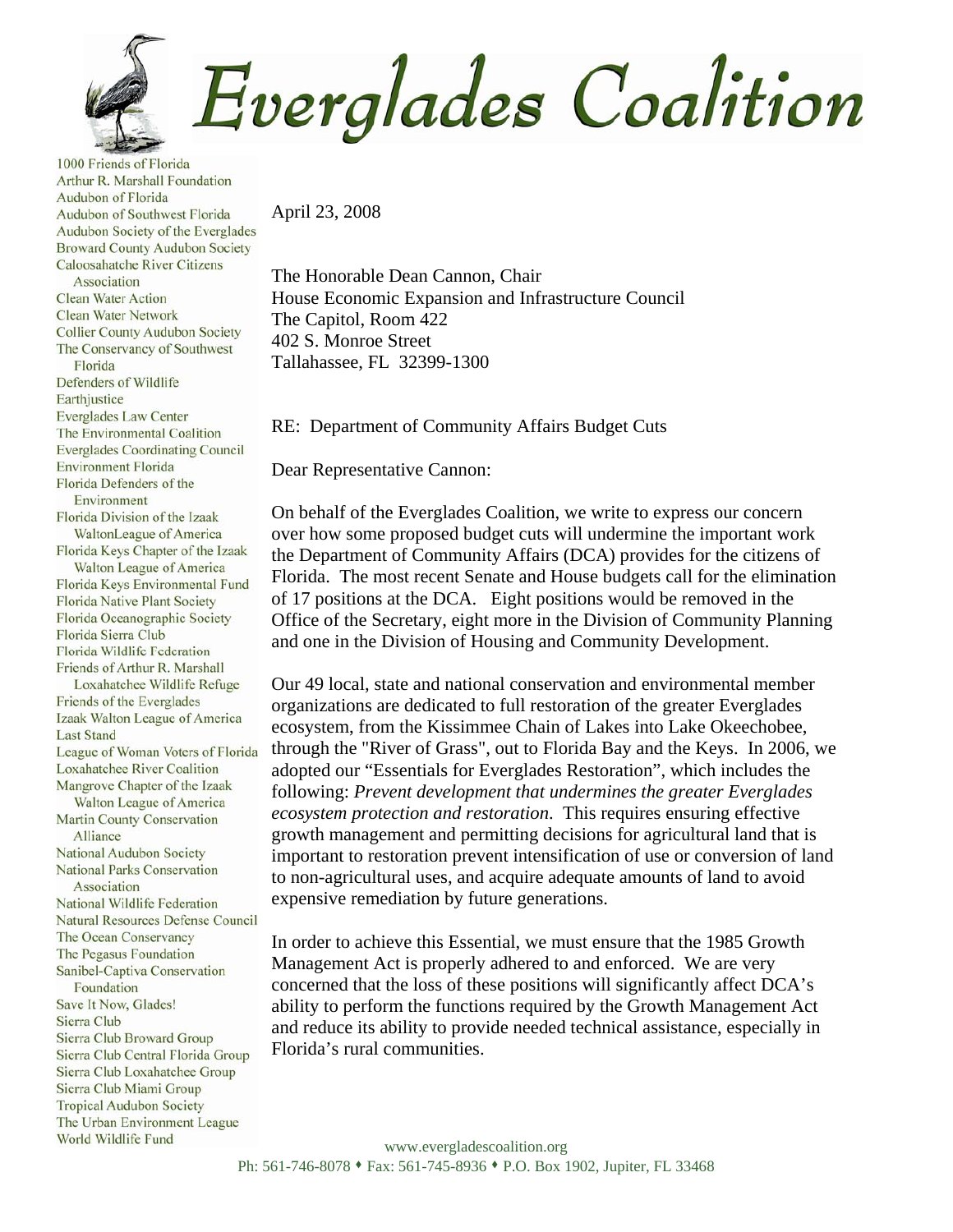# Everglades Coalition

1000 Friends of Florida
Arthur R. Marshall Foundation
Audubon of Florida
Audubon of Southwest Florida
Audubon Society of the Everglades
Broward County Audubon Society
Caloosahatche River Citizens Association
Clean Water Action
Clean Water Network
Collier County Audubon Society
The Conservancy of Southwest Florida
Defenders of Wildlife
Earthjustice
Everglades Law Center
The Environmental Coalition
Everglades Coordinating Council
Environment Florida
Florida Defenders of the Environment
Florida Division of the Izaak WaltonLeague of America
Florida Keys Chapter of the Izaak Walton League of America
Florida Keys Environmental Fund
Florida Native Plant Society
Florida Oceanographic Society
Florida Sierra Club
Florida Wildlife Federation
Friends of Arthur R. Marshall Loxahatchee Wildlife Refuge
Friends of the Everglades
Izaak Walton League of America
Last Stand
League of Woman Voters of Florida
Loxahatchee River Coalition
Mangrove Chapter of the Izaak Walton League of America
Martin County Conservation Alliance
National Audubon Society
National Parks Conservation Association
National Wildlife Federation
Natural Resources Defense Council
The Ocean Conservancy
The Pegasus Foundation
Sanibel-Captiva Conservation Foundation
Save It Now, Glades!
Sierra Club
Sierra Club Broward Group
Sierra Club Central Florida Group
Sierra Club Loxahatchee Group
Sierra Club Miami Group
Tropical Audubon Society
The Urban Environment League
World Wildlife Fund

April 23, 2008

The Honorable Dean Cannon, Chair
House Economic Expansion and Infrastructure Council
The Capitol, Room 422
402 S. Monroe Street
Tallahassee, FL 32399-1300

RE: Department of Community Affairs Budget Cuts

Dear Representative Cannon:

On behalf of the Everglades Coalition, we write to express our concern over how some proposed budget cuts will undermine the important work the Department of Community Affairs (DCA) provides for the citizens of Florida. The most recent Senate and House budgets call for the elimination of 17 positions at the DCA. Eight positions would be removed in the Office of the Secretary, eight more in the Division of Community Planning and one in the Division of Housing and Community Development.

Our 49 local, state and national conservation and environmental member organizations are dedicated to full restoration of the greater Everglades ecosystem, from the Kissimmee Chain of Lakes into Lake Okeechobee, through the "River of Grass", out to Florida Bay and the Keys. In 2006, we adopted our "Essentials for Everglades Restoration", which includes the following: *Prevent development that undermines the greater Everglades ecosystem protection and restoration*. This requires ensuring effective growth management and permitting decisions for agricultural land that is important to restoration prevent intensification of use or conversion of land to non-agricultural uses, and acquire adequate amounts of land to avoid expensive remediation by future generations.

In order to achieve this Essential, we must ensure that the 1985 Growth Management Act is properly adhered to and enforced. We are very concerned that the loss of these positions will significantly affect DCA's ability to perform the functions required by the Growth Management Act and reduce its ability to provide needed technical assistance, especially in Florida's rural communities.

www.evergladescoalition.org
Ph: 561-746-8078 • Fax: 561-745-8936 • P.O. Box 1902, Jupiter, FL 33468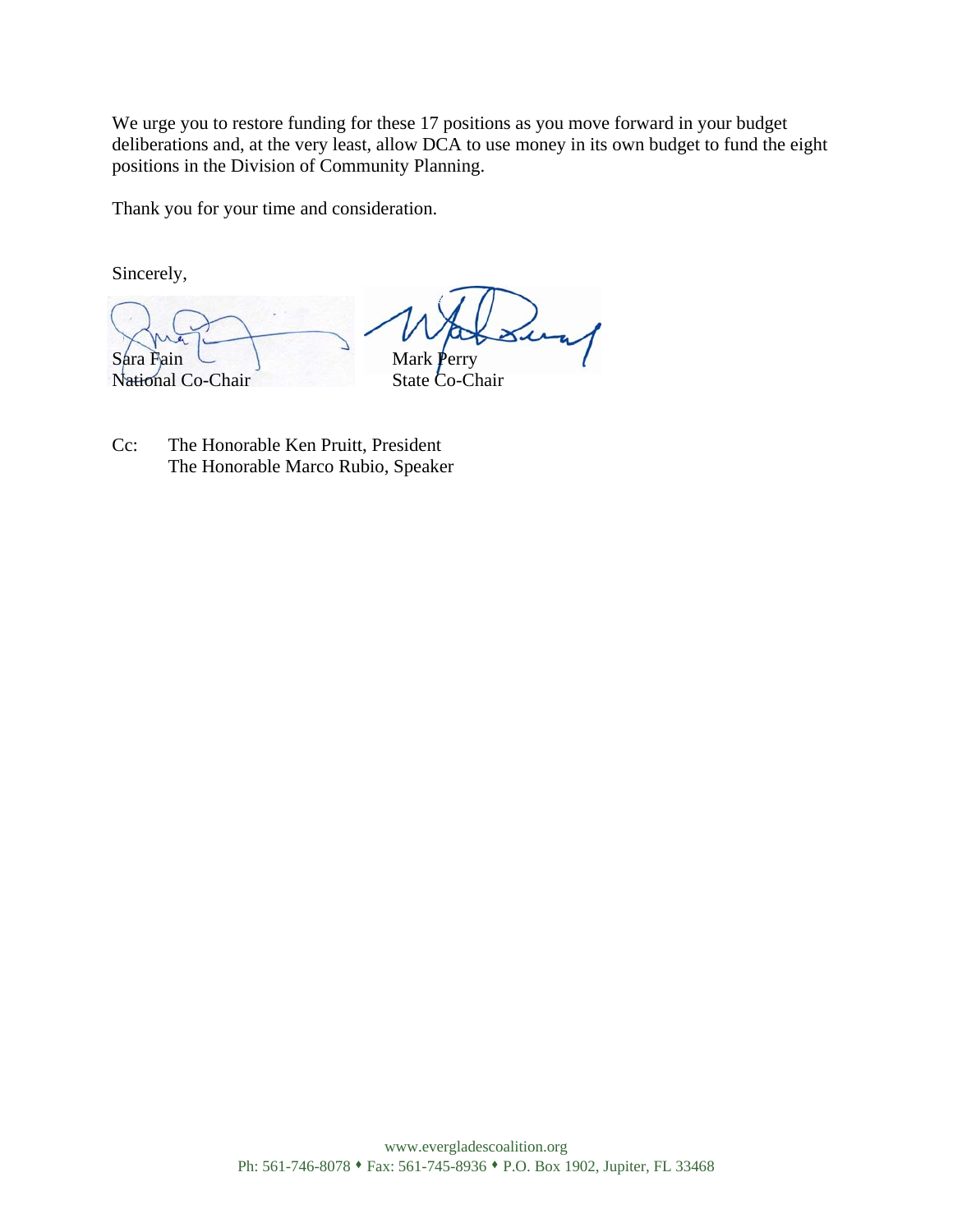We urge you to restore funding for these 17 positions as you move forward in your budget deliberations and, at the very least, allow DCA to use money in its own budget to fund the eight positions in the Division of Community Planning.

Thank you for your time and consideration.

Sincerely,

Sara Fain
National Co-Chair

Mark Perry
State Co-Chair

Cc: The Honorable Ken Pruitt, President
The Honorable Marco Rubio, Speaker

www.evergladescoalition.org
Ph: 561-746-8078 ⬧ Fax: 561-745-8936 ⬧ P.O. Box 1902, Jupiter, FL 33468